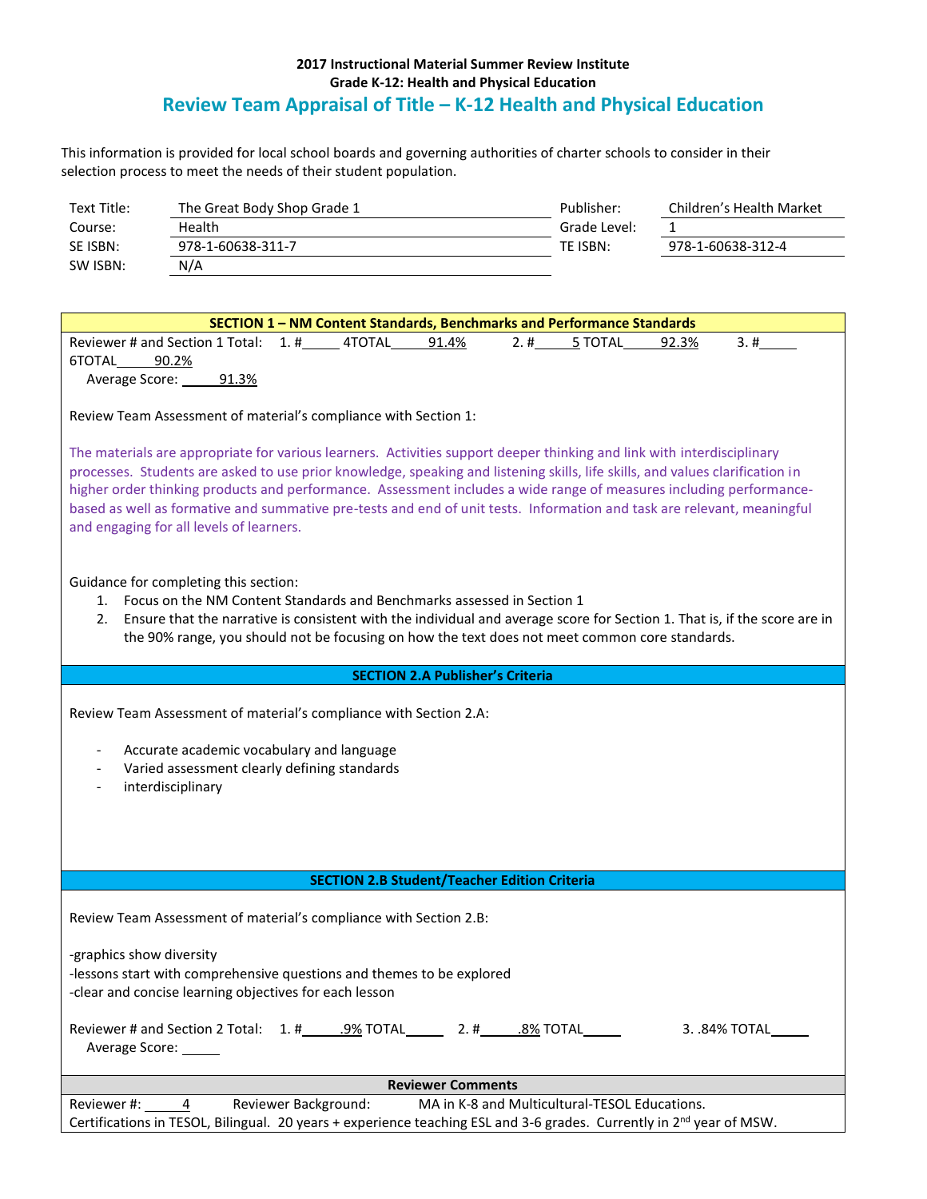**2017 Instructional Material Summer Review Institute**
**Grade K-12: Health and Physical Education**

# Review Team Appraisal of Title – K-12 Health and Physical Education

This information is provided for local school boards and governing authorities of charter schools to consider in their selection process to meet the needs of their student population.

| | | | |
|---|---|---|---|
| Text Title: | The Great Body Shop Grade 1 | Publisher: | Children's Health Market |
| Course: | Health | Grade Level: | 1 |
| SE ISBN: | 978-1-60638-311-7 | TE ISBN: | 978-1-60638-312-4 |
| SW ISBN: | N/A | | |

## SECTION 1 – NM Content Standards, Benchmarks and Performance Standards

Reviewer # and Section 1 Total: 1. # 4TOTAL 91.4% 2. # 5 TOTAL 92.3% 3. # 6TOTAL 90.2%

Average Score: 91.3%

Review Team Assessment of material's compliance with Section 1:

The materials are appropriate for various learners. Activities support deeper thinking and link with interdisciplinary processes. Students are asked to use prior knowledge, speaking and listening skills, life skills, and values clarification in higher order thinking products and performance. Assessment includes a wide range of measures including performance-based as well as formative and summative pre-tests and end of unit tests. Information and task are relevant, meaningful and engaging for all levels of learners.

Guidance for completing this section:

1. Focus on the NM Content Standards and Benchmarks assessed in Section 1
2. Ensure that the narrative is consistent with the individual and average score for Section 1. That is, if the score are in the 90% range, you should not be focusing on how the text does not meet common core standards.

## SECTION 2.A Publisher's Criteria

Review Team Assessment of material's compliance with Section 2.A:

- Accurate academic vocabulary and language
- Varied assessment clearly defining standards
- interdisciplinary

## SECTION 2.B Student/Teacher Edition Criteria

Review Team Assessment of material's compliance with Section 2.B:

-graphics show diversity
-lessons start with comprehensive questions and themes to be explored
-clear and concise learning objectives for each lesson

Reviewer # and Section 2 Total: 1. # .9% TOTAL ____ 2. # .8% TOTAL ____ 3. .84% TOTAL ____

Average Score: ____

## Reviewer Comments

Reviewer #: 4 Reviewer Background: MA in K-8 and Multicultural-TESOL Educations. Certifications in TESOL, Bilingual. 20 years + experience teaching ESL and 3-6 grades. Currently in 2nd year of MSW.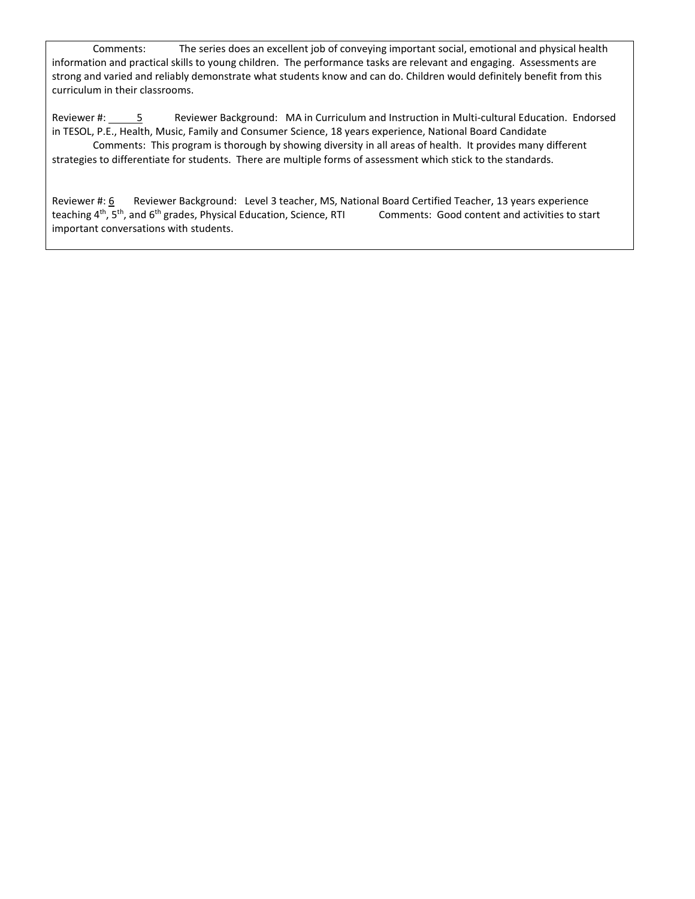Comments: The series does an excellent job of conveying important social, emotional and physical health information and practical skills to young children. The performance tasks are relevant and engaging. Assessments are strong and varied and reliably demonstrate what students know and can do. Children would definitely benefit from this curriculum in their classrooms.

Reviewer #: 5 Reviewer Background: MA in Curriculum and Instruction in Multi-cultural Education. Endorsed in TESOL, P.E., Health, Music, Family and Consumer Science, 18 years experience, National Board Candidate

Comments: This program is thorough by showing diversity in all areas of health. It provides many different strategies to differentiate for students. There are multiple forms of assessment which stick to the standards.

Reviewer #: 6 Reviewer Background: Level 3 teacher, MS, National Board Certified Teacher, 13 years experience teaching 4th, 5th, and 6th grades, Physical Education, Science, RTI Comments: Good content and activities to start important conversations with students.